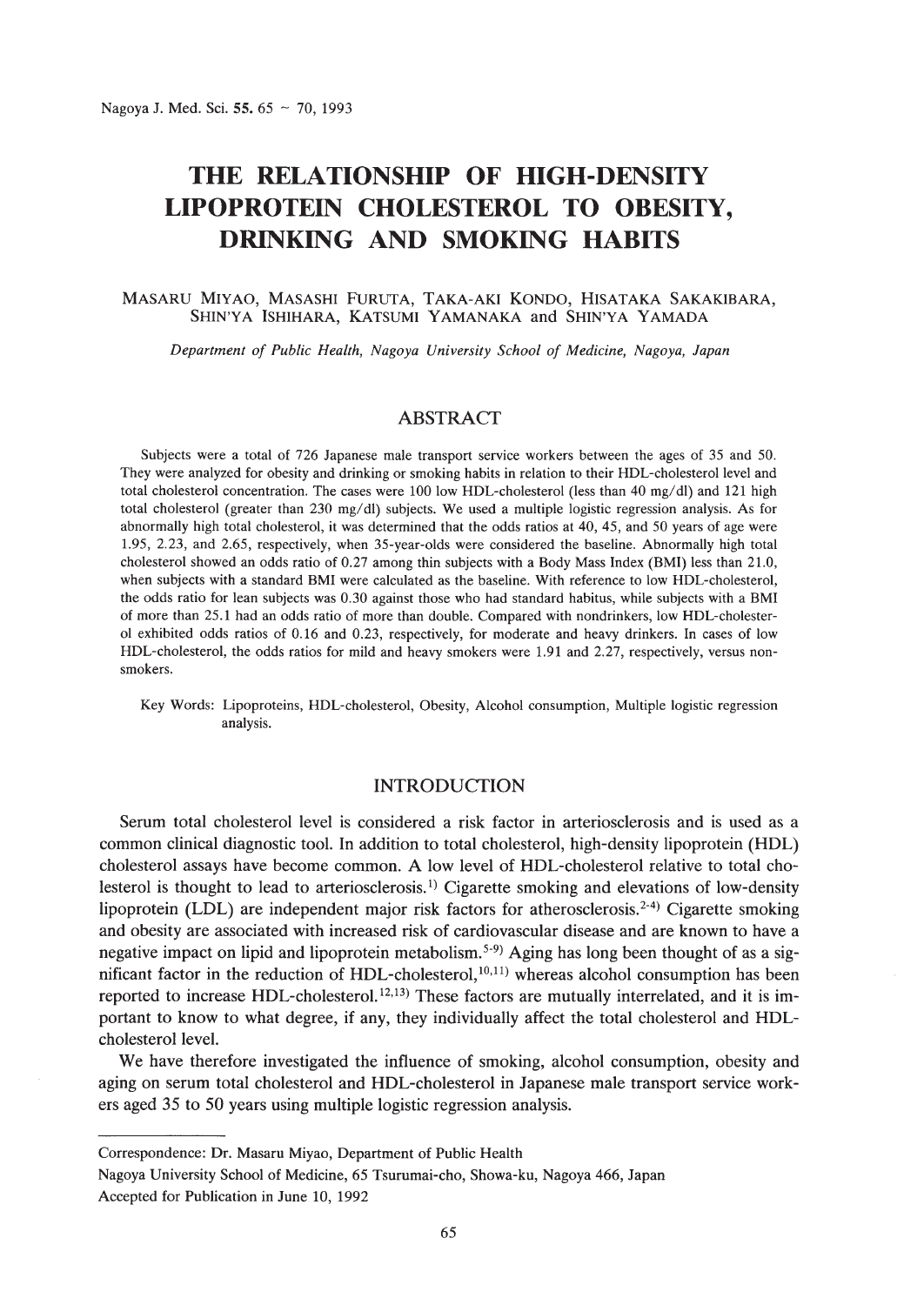# THE RELATIONSHIP OF HIGH-DENSITY LIPOPROTEIN CHOLESTEROL TO OBESITY, DRINKING AND SMOKING HABITS

MASARU MIYAO, MASASHI FURUTA, TAKA-AKI KONDO, HISATAKA SAKAKIBARA, SHIN'YA ISHIHARA, KATSUMI YAMANAKA and SHIN'YA YAMADA

*Department of Public Health, Nagoya University School of Medicine, Nagoya, Japan*

## ABSTRACT

Subjects were a total of 726 Japanese male transport service workers between the ages of 35 and 50. They were analyzed for obesity and drinking or smoking habits in relation to their HDL-cholesterol level and total cholesterol concentration. The cases were 100 low HDL-cholesterol (less than 40 mg/dl) and 121 high total cholesterol (greater than 230 mg/dl) subjects. We used a multiple logistic regression analysis. As for abnormally high total cholesterol, it was determined that the odds ratios at 40, 45, and 50 years of age were 1.95, 2.23, and 2.65, respectively, when 35-year-olds were considered the baseline. Abnormally high total cholesterol showed an odds ratio of 0.27 among thin subjects with a Body Mass Index (BMI) less than 21.0, when subjects with a standard BMI were calculated as the baseline. With reference to low HDL-cholesterol, the odds ratio for lean subjects was 0.30 against those who had standard habitus, while subjects with a BMI of more than 25.1 had an odds ratio of more than double. Compared with nondrinkers, low HDL-cholesterol exhibited odds ratios of 0.16 and 0.23, respectively, for moderate and heavy drinkers. In cases of low HDL-cholesterol, the odds ratios for mild and heavy smokers were 1.91 and 2.27, respectively, versus non-smokers.

Key Words: Lipoproteins, HDL-cholesterol, Obesity, Alcohol consumption, Multiple logistic regression analysis.

## INTRODUCTION

Serum total cholesterol level is considered a risk factor in arteriosclerosis and is used as a common clinical diagnostic tool. In addition to total cholesterol, high-density lipoprotein (HDL) cholesterol assays have become common. A low level of HDL-cholesterol relative to total cholesterol is thought to lead to arteriosclerosis.[1] Cigarette smoking and elevations of low-density lipoprotein (LDL) are independent major risk factors for atherosclerosis.[2-4] Cigarette smoking and obesity are associated with increased risk of cardiovascular disease and are known to have a negative impact on lipid and lipoprotein metabolism.[5-9] Aging has long been thought of as a significant factor in the reduction of HDL-cholesterol,[10,11] whereas alcohol consumption has been reported to increase HDL-cholesterol.[12,13] These factors are mutually interrelated, and it is important to know to what degree, if any, they individually affect the total cholesterol and HDL-cholesterol level.

We have therefore investigated the influence of smoking, alcohol consumption, obesity and aging on serum total cholesterol and HDL-cholesterol in Japanese male transport service workers aged 35 to 50 years using multiple logistic regression analysis.

---

Correspondence: Dr. Masaru Miyao, Department of Public Health

Nagoya University School of Medicine, 65 Tsurumai-cho, Showa-ku, Nagoya 466, Japan

Accepted for Publication in June 10, 1992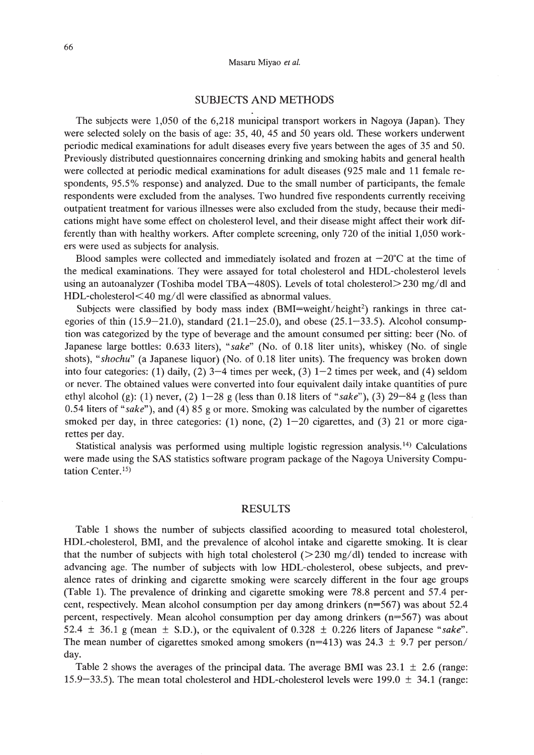## SUBJECTS AND METHODS

The subjects were 1,050 of the 6,218 municipal transport workers in Nagoya (Japan). They were selected solely on the basis of age: 35, 40, 45 and 50 years old. These workers underwent periodic medical examinations for adult diseases every five years between the ages of 35 and 50. Previously distributed questionnaires concerning drinking and smoking habits and general health were collected at periodic medical examinations for adult diseases (925 male and 11 female respondents, 95.5% response) and analyzed. Due to the small number of participants, the female respondents were excluded from the analyses. Two hundred five respondents currently receiving outpatient treatment for various illnesses were also excluded from the study, because their medications might have some effect on cholesterol level, and their disease might affect their work differently than with healthy workers. After complete screening, only 720 of the initial 1,050 workers were used as subjects for analysis.

Blood samples were collected and immediately isolated and frozen at −20°C at the time of the medical examinations. They were assayed for total cholesterol and HDL-cholesterol levels using an autoanalyzer (Toshiba model TBA−480S). Levels of total cholesterol>230 mg/dl and HDL-cholesterol<40 mg/dl were classified as abnormal values.

Subjects were classified by body mass index (BMI=weight/height$^2$) rankings in three categories of thin (15.9−21.0), standard (21.1−25.0), and obese (25.1−33.5). Alcohol consumption was categorized by the type of beverage and the amount consumed per sitting: beer (No. of Japanese large bottles: 0.633 liters), "*sake*" (No. of 0.18 liter units), whiskey (No. of single shots), "*shochu*" (a Japanese liquor) (No. of 0.18 liter units). The frequency was broken down into four categories: (1) daily, (2) 3−4 times per week, (3) 1−2 times per week, and (4) seldom or never. The obtained values were converted into four equivalent daily intake quantities of pure ethyl alcohol (g): (1) never, (2) 1−28 g (less than 0.18 liters of "*sake*"), (3) 29−84 g (less than 0.54 liters of "*sake*"), and (4) 85 g or more. Smoking was calculated by the number of cigarettes smoked per day, in three categories: (1) none, (2) 1−20 cigarettes, and (3) 21 or more cigarettes per day.

Statistical analysis was performed using multiple logistic regression analysis.[14] Calculations were made using the SAS statistics software program package of the Nagoya University Computation Center.[15]

## RESULTS

Table 1 shows the number of subjects classified acoording to measured total cholesterol, HDL-cholesterol, BMI, and the prevalence of alcohol intake and cigarette smoking. It is clear that the number of subjects with high total cholesterol (>230 mg/dl) tended to increase with advancing age. The number of subjects with low HDL-cholesterol, obese subjects, and prevalence rates of drinking and cigarette smoking were scarcely different in the four age groups (Table 1). The prevalence of drinking and cigarette smoking were 78.8 percent and 57.4 percent, respectively. Mean alcohol consumption per day among drinkers (n=567) was about 52.4 percent, respectively. Mean alcohol consumption per day among drinkers (n=567) was about 52.4 ± 36.1 g (mean ± S.D.), or the equivalent of 0.328 ± 0.226 liters of Japanese "*sake*". The mean number of cigarettes smoked among smokers (n=413) was 24.3 ± 9.7 per person/day.

Table 2 shows the averages of the principal data. The average BMI was 23.1 ± 2.6 (range: 15.9−33.5). The mean total cholesterol and HDL-cholesterol levels were 199.0 ± 34.1 (range: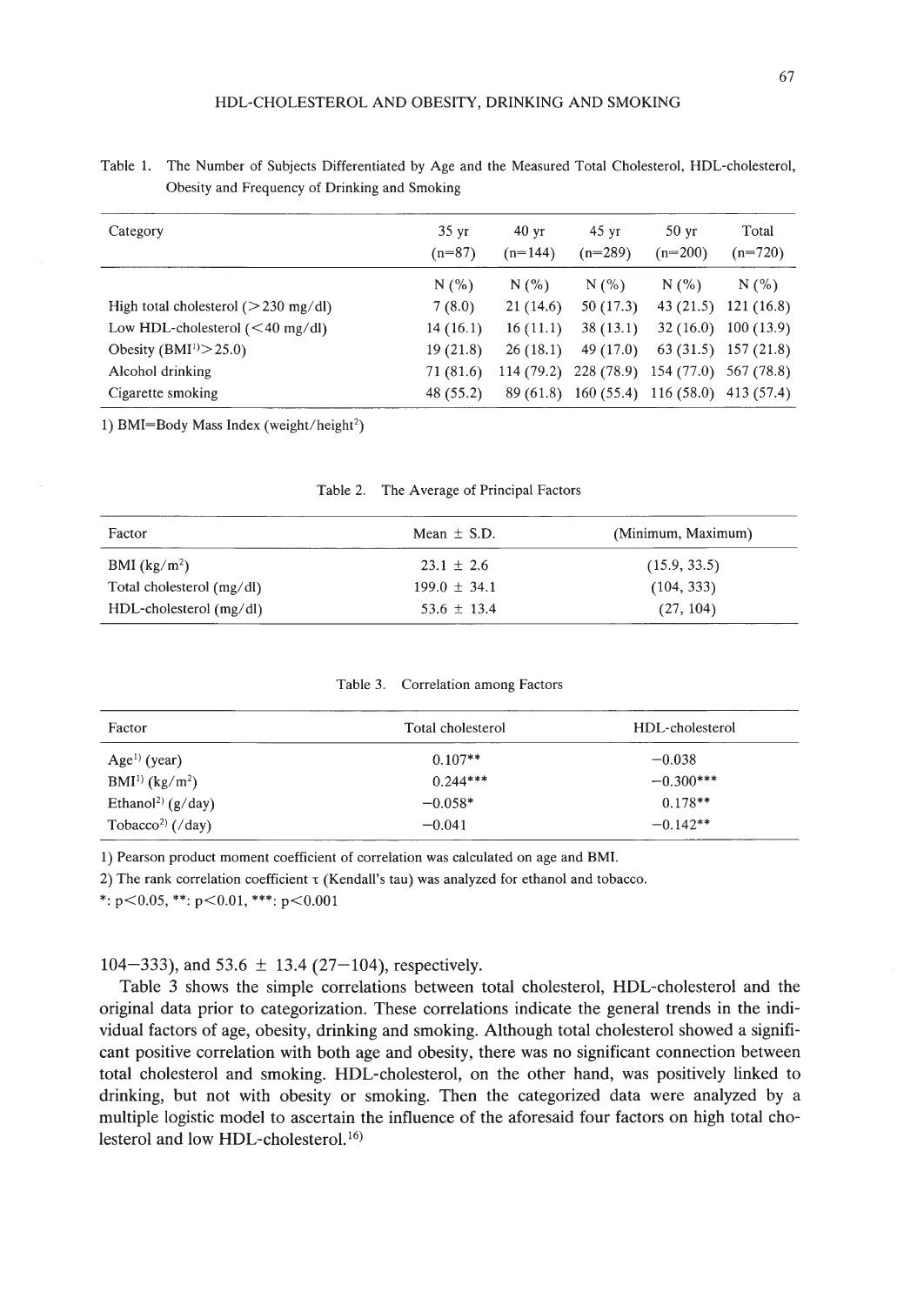Table 1. The Number of Subjects Differentiated by Age and the Measured Total Cholesterol, HDL-cholesterol, Obesity and Frequency of Drinking and Smoking

| Category | 35 yr (n=87) | 40 yr (n=144) | 45 yr (n=289) | 50 yr (n=200) | Total (n=720) |
|---|---|---|---|---|---|
| | N (%) | N (%) | N (%) | N (%) | N (%) |
| High total cholesterol (>230 mg/dl) | 7 (8.0) | 21 (14.6) | 50 (17.3) | 43 (21.5) | 121 (16.8) |
| Low HDL-cholesterol (<40 mg/dl) | 14 (16.1) | 16 (11.1) | 38 (13.1) | 32 (16.0) | 100 (13.9) |
| Obesity (BMI[1)]>25.0) | 19 (21.8) | 26 (18.1) | 49 (17.0) | 63 (31.5) | 157 (21.8) |
| Alcohol drinking | 71 (81.6) | 114 (79.2) | 228 (78.9) | 154 (77.0) | 567 (78.8) |
| Cigarette smoking | 48 (55.2) | 89 (61.8) | 160 (55.4) | 116 (58.0) | 413 (57.4) |

1) BMI=Body Mass Index (weight/height$^2$)

Table 2. The Average of Principal Factors

| Factor | Mean ± S.D. | (Minimum, Maximum) |
|---|---|---|
| BMI (kg/m$^2$) | 23.1 ± 2.6 | (15.9, 33.5) |
| Total cholesterol (mg/dl) | 199.0 ± 34.1 | (104, 333) |
| HDL-cholesterol (mg/dl) | 53.6 ± 13.4 | (27, 104) |

Table 3. Correlation among Factors

| Factor | Total cholesterol | HDL-cholesterol |
|---|---|---|
| Age[1)] (year) | 0.107** | −0.038 |
| BMI[1)] (kg/m$^2$) | 0.244*** | −0.300*** |
| Ethanol[2)] (g/day) | −0.058* | 0.178** |
| Tobacco[2)] (/day) | −0.041 | −0.142** |

1) Pearson product moment coefficient of correlation was calculated on age and BMI.
2) The rank correlation coefficient $\tau$ (Kendall's tau) was analyzed for ethanol and tobacco.
*: $p<0.05$, **: $p<0.01$, ***: $p<0.001$

104−333), and 53.6 ± 13.4 (27−104), respectively.

Table 3 shows the simple correlations between total cholesterol, HDL-cholesterol and the original data prior to categorization. These correlations indicate the general trends in the individual factors of age, obesity, drinking and smoking. Although total cholesterol showed a significant positive correlation with both age and obesity, there was no significant connection between total cholesterol and smoking. HDL-cholesterol, on the other hand, was positively linked to drinking, but not with obesity or smoking. Then the categorized data were analyzed by a multiple logistic model to ascertain the influence of the aforesaid four factors on high total cholesterol and low HDL-cholesterol.[16)]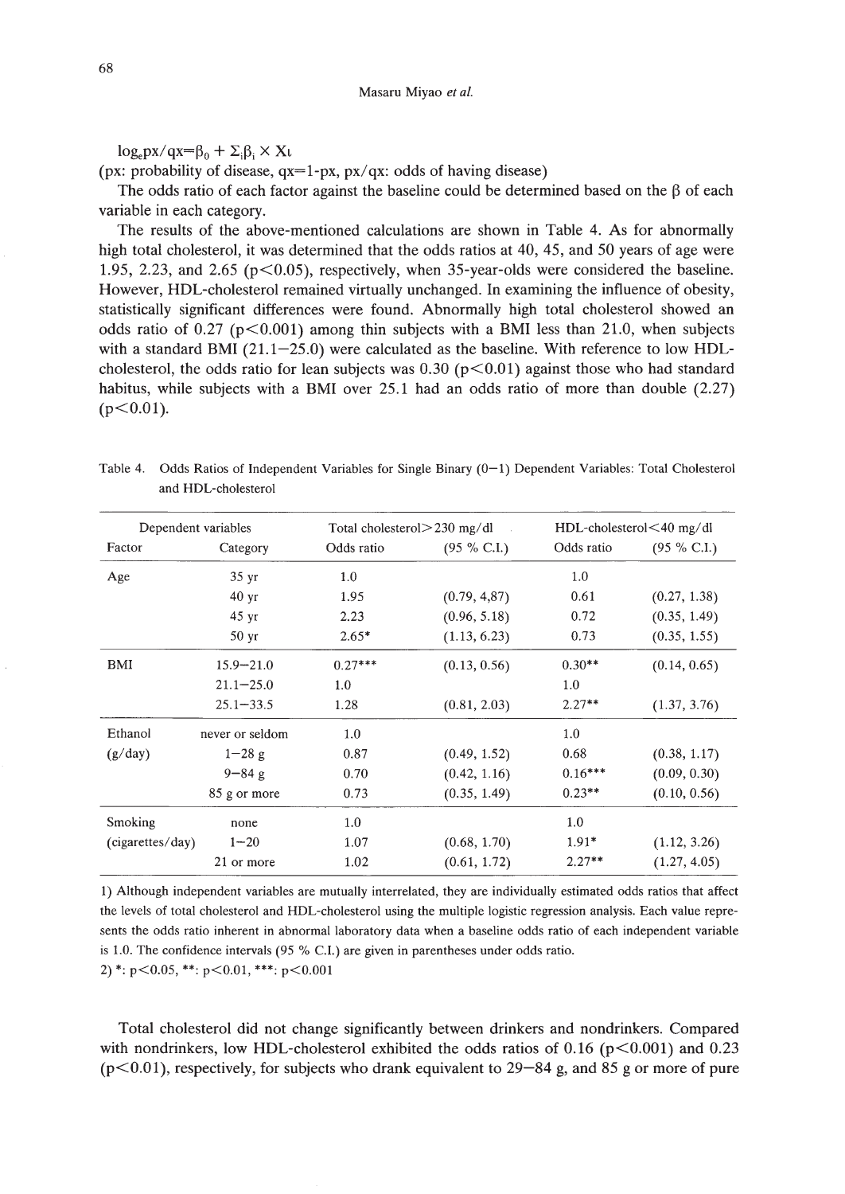$\log_e px/qx = \beta_0 + \Sigma_i \beta_i \times X_i$

(px: probability of disease, qx=1-px, px/qx: odds of having disease)

The odds ratio of each factor against the baseline could be determined based on the β of each variable in each category.

The results of the above-mentioned calculations are shown in Table 4. As for abnormally high total cholesterol, it was determined that the odds ratios at 40, 45, and 50 years of age were 1.95, 2.23, and 2.65 ($p<0.05$), respectively, when 35-year-olds were considered the baseline. However, HDL-cholesterol remained virtually unchanged. In examining the influence of obesity, statistically significant differences were found. Abnormally high total cholesterol showed an odds ratio of 0.27 ($p<0.001$) among thin subjects with a BMI less than 21.0, when subjects with a standard BMI (21.1–25.0) were calculated as the baseline. With reference to low HDL-cholesterol, the odds ratio for lean subjects was 0.30 ($p<0.01$) against those who had standard habitus, while subjects with a BMI over 25.1 had an odds ratio of more than double (2.27) ($p<0.01$).

Table 4. Odds Ratios of Independent Variables for Single Binary (0–1) Dependent Variables: Total Cholesterol and HDL-cholesterol

| Dependent variables | | Total cholesterol>230 mg/dl | | HDL-cholesterol<40 mg/dl | |
|---|---|---|---|---|---|
| Factor | Category | Odds ratio | (95 % C.I.) | Odds ratio | (95 % C.I.) |
| Age | 35 yr | 1.0 | | 1.0 | |
| | 40 yr | 1.95 | (0.79, 4,87) | 0.61 | (0.27, 1.38) |
| | 45 yr | 2.23 | (0.96, 5.18) | 0.72 | (0.35, 1.49) |
| | 50 yr | 2.65* | (1.13, 6.23) | 0.73 | (0.35, 1.55) |
| BMI | 15.9–21.0 | 0.27*** | (0.13, 0.56) | 0.30** | (0.14, 0.65) |
| | 21.1–25.0 | 1.0 | | 1.0 | |
| | 25.1–33.5 | 1.28 | (0.81, 2.03) | 2.27** | (1.37, 3.76) |
| Ethanol (g/day) | never or seldom | 1.0 | | 1.0 | |
| | 1–28 g | 0.87 | (0.49, 1.52) | 0.68 | (0.38, 1.17) |
| | 9–84 g | 0.70 | (0.42, 1.16) | 0.16*** | (0.09, 0.30) |
| | 85 g or more | 0.73 | (0.35, 1.49) | 0.23** | (0.10, 0.56) |
| Smoking (cigarettes/day) | none | 1.0 | | 1.0 | |
| | 1–20 | 1.07 | (0.68, 1.70) | 1.91* | (1.12, 3.26) |
| | 21 or more | 1.02 | (0.61, 1.72) | 2.27** | (1.27, 4.05) |

1) Although independent variables are mutually interrelated, they are individually estimated odds ratios that affect the levels of total cholesterol and HDL-cholesterol using the multiple logistic regression analysis. Each value represents the odds ratio inherent in abnormal laboratory data when a baseline odds ratio of each independent variable is 1.0. The confidence intervals (95 % C.I.) are given in parentheses under odds ratio.

2) *: $p<0.05$, **: $p<0.01$, ***: $p<0.001$

Total cholesterol did not change significantly between drinkers and nondrinkers. Compared with nondrinkers, low HDL-cholesterol exhibited the odds ratios of 0.16 ($p<0.001$) and 0.23 ($p<0.01$), respectively, for subjects who drank equivalent to 29–84 g, and 85 g or more of pure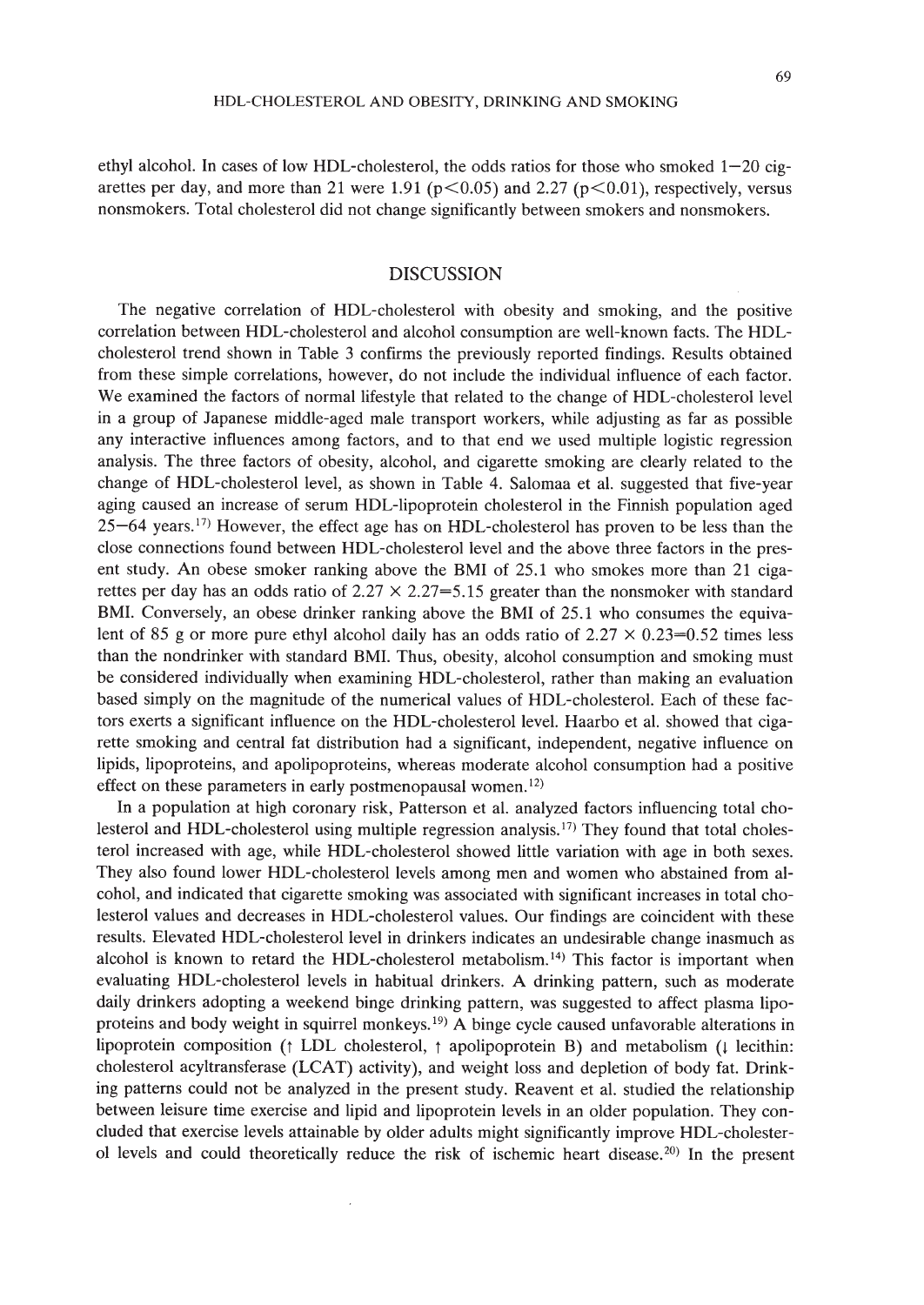ethyl alcohol. In cases of low HDL-cholesterol, the odds ratios for those who smoked 1−20 cigarettes per day, and more than 21 were 1.91 ($p<0.05$) and 2.27 ($p<0.01$), respectively, versus nonsmokers. Total cholesterol did not change significantly between smokers and nonsmokers.

## DISCUSSION

The negative correlation of HDL-cholesterol with obesity and smoking, and the positive correlation between HDL-cholesterol and alcohol consumption are well-known facts. The HDL-cholesterol trend shown in Table 3 confirms the previously reported findings. Results obtained from these simple correlations, however, do not include the individual influence of each factor. We examined the factors of normal lifestyle that related to the change of HDL-cholesterol level in a group of Japanese middle-aged male transport workers, while adjusting as far as possible any interactive influences among factors, and to that end we used multiple logistic regression analysis. The three factors of obesity, alcohol, and cigarette smoking are clearly related to the change of HDL-cholesterol level, as shown in Table 4. Salomaa et al. suggested that five-year aging caused an increase of serum HDL-lipoprotein cholesterol in the Finnish population aged 25−64 years.[17] However, the effect age has on HDL-cholesterol has proven to be less than the close connections found between HDL-cholesterol level and the above three factors in the present study. An obese smoker ranking above the BMI of 25.1 who smokes more than 21 cigarettes per day has an odds ratio of $2.27 \times 2.27 = 5.15$ greater than the nonsmoker with standard BMI. Conversely, an obese drinker ranking above the BMI of 25.1 who consumes the equivalent of 85 g or more pure ethyl alcohol daily has an odds ratio of $2.27 \times 0.23 = 0.52$ times less than the nondrinker with standard BMI. Thus, obesity, alcohol consumption and smoking must be considered individually when examining HDL-cholesterol, rather than making an evaluation based simply on the magnitude of the numerical values of HDL-cholesterol. Each of these factors exerts a significant influence on the HDL-cholesterol level. Haarbo et al. showed that cigarette smoking and central fat distribution had a significant, independent, negative influence on lipids, lipoproteins, and apolipoproteins, whereas moderate alcohol consumption had a positive effect on these parameters in early postmenopausal women.[12]

In a population at high coronary risk, Patterson et al. analyzed factors influencing total cholesterol and HDL-cholesterol using multiple regression analysis.[17] They found that total cholesterol increased with age, while HDL-cholesterol showed little variation with age in both sexes. They also found lower HDL-cholesterol levels among men and women who abstained from alcohol, and indicated that cigarette smoking was associated with significant increases in total cholesterol values and decreases in HDL-cholesterol values. Our findings are coincident with these results. Elevated HDL-cholesterol level in drinkers indicates an undesirable change inasmuch as alcohol is known to retard the HDL-cholesterol metabolism.[14] This factor is important when evaluating HDL-cholesterol levels in habitual drinkers. A drinking pattern, such as moderate daily drinkers adopting a weekend binge drinking pattern, was suggested to affect plasma lipoproteins and body weight in squirrel monkeys.[19] A binge cycle caused unfavorable alterations in lipoprotein composition (↑ LDL cholesterol, ↑ apolipoprotein B) and metabolism (↓ lecithin: cholesterol acyltransferase (LCAT) activity), and weight loss and depletion of body fat. Drinking patterns could not be analyzed in the present study. Reavent et al. studied the relationship between leisure time exercise and lipid and lipoprotein levels in an older population. They concluded that exercise levels attainable by older adults might significantly improve HDL-cholesterol levels and could theoretically reduce the risk of ischemic heart disease.[20] In the present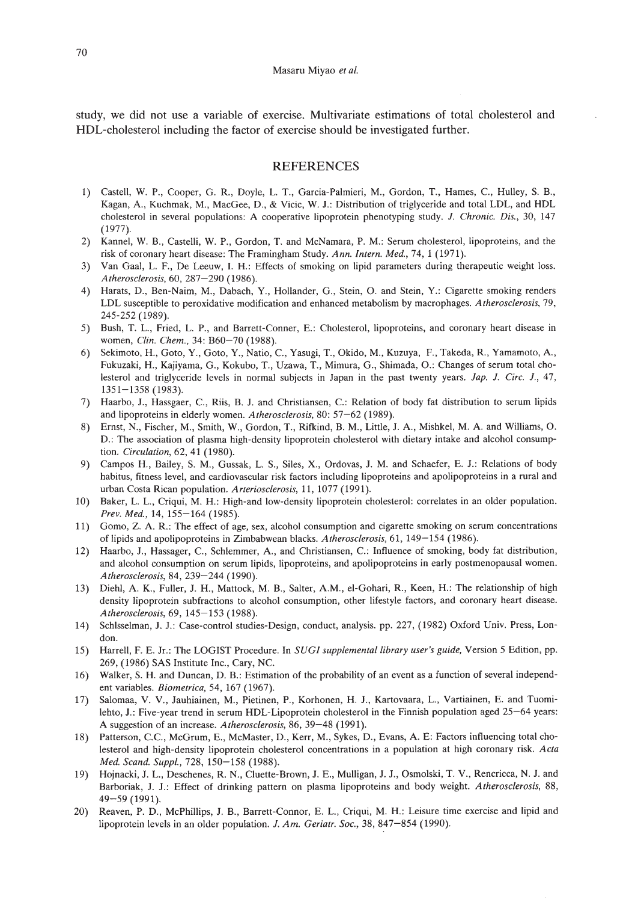study, we did not use a variable of exercise. Multivariate estimations of total cholesterol and HDL-cholesterol including the factor of exercise should be investigated further.

## REFERENCES

1) Castell, W. P., Cooper, G. R., Doyle, L. T., Garcia-Palmieri, M., Gordon, T., Hames, C., Hulley, S. B., Kagan, A., Kuchmak, M., MacGee, D., & Vicic, W. J.: Distribution of triglyceride and total LDL, and HDL cholesterol in several populations: A cooperative lipoprotein phenotyping study. *J. Chronic. Dis.*, 30, 147 (1977).
2) Kannel, W. B., Castelli, W. P., Gordon, T. and McNamara, P. M.: Serum cholesterol, lipoproteins, and the risk of coronary heart disease: The Framingham Study. *Ann. Intern. Med.*, 74, 1 (1971).
3) Van Gaal, L. F., De Leeuw, I. H.: Effects of smoking on lipid parameters during therapeutic weight loss. *Atherosclerosis*, 60, 287–290 (1986).
4) Harats, D., Ben-Naim, M., Dabach, Y., Hollander, G., Stein, O. and Stein, Y.: Cigarette smoking renders LDL susceptible to peroxidative modification and enhanced metabolism by macrophages. *Atherosclerosis*, 79, 245-252 (1989).
5) Bush, T. L., Fried, L. P., and Barrett-Conner, E.: Cholesterol, lipoproteins, and coronary heart disease in women, *Clin. Chem.*, 34: B60–70 (1988).
6) Sekimoto, H., Goto, Y., Goto, Y., Natio, C., Yasugi, T., Okido, M., Kuzuya, F., Takeda, R., Yamamoto, A., Fukuzaki, H., Kajiyama, G., Kokubo, T., Uzawa, T., Mimura, G., Shimada, O.: Changes of serum total cholesterol and triglyceride levels in normal subjects in Japan in the past twenty years. *Jap. J. Circ. J.*, 47, 1351–1358 (1983).
7) Haarbo, J., Hassgaer, C., Riis, B. J. and Christiansen, C.: Relation of body fat distribution to serum lipids and lipoproteins in elderly women. *Atherosclerosis*, 80: 57–62 (1989).
8) Ernst, N., Fischer, M., Smith, W., Gordon, T., Rifkind, B. M., Little, J. A., Mishkel, M. A. and Williams, O. D.: The association of plasma high-density lipoprotein cholesterol with dietary intake and alcohol consumption. *Circulation*, 62, 41 (1980).
9) Campos H., Bailey, S. M., Gussak, L. S., Siles, X., Ordovas, J. M. and Schaefer, E. J.: Relations of body habitus, fitness level, and cardiovascular risk factors including lipoproteins and apolipoproteins in a rural and urban Costa Rican population. *Arteriosclerosis*, 11, 1077 (1991).
10) Baker, L. L., Criqui, M. H.: High-and low-density lipoprotein cholesterol: correlates in an older population. *Prev. Med.*, 14, 155–164 (1985).
11) Gomo, Z. A. R.: The effect of age, sex, alcohol consumption and cigarette smoking on serum concentrations of lipids and apolipoproteins in Zimbabwean blacks. *Atherosclerosis*, 61, 149–154 (1986).
12) Haarbo, J., Hassager, C., Schlemmer, A., and Christiansen, C.: Influence of smoking, body fat distribution, and alcohol consumption on serum lipids, lipoproteins, and apolipoproteins in early postmenopausal women. *Atherosclerosis*, 84, 239–244 (1990).
13) Diehl, A. K., Fuller, J. H., Mattock, M. B., Salter, A.M., el-Gohari, R., Keen, H.: The relationship of high density lipoprotein subfractions to alcohol consumption, other lifestyle factors, and coronary heart disease. *Atherosclerosis*, 69, 145–153 (1988).
14) Schlsselman, J. J.: Case-control studies-Design, conduct, analysis. pp. 227, (1982) Oxford Univ. Press, London.
15) Harrell, F. E. Jr.: The LOGIST Procedure. In *SUGI supplemental library user's guide*, Version 5 Edition, pp. 269, (1986) SAS Institute Inc., Cary, NC.
16) Walker, S. H. and Duncan, D. B.: Estimation of the probability of an event as a function of several independent variables. *Biometrica*, 54, 167 (1967).
17) Salomaa, V. V., Jauhiainen, M., Pietinen, P., Korhonen, H. J., Kartovaara, L., Vartiainen, E. and Tuomilehto, J.: Five-year trend in serum HDL-Lipoprotein cholesterol in the Finnish population aged 25–64 years: A suggestion of an increase. *Atherosclerosis*, 86, 39–48 (1991).
18) Patterson, C.C., McGrum, E., McMaster, D., Kerr, M., Sykes, D., Evans, A. E: Factors influencing total cholesterol and high-density lipoprotein cholesterol concentrations in a population at high coronary risk. *Acta Med. Scand. Suppl.*, 728, 150–158 (1988).
19) Hojnacki, J. L., Deschenes, R. N., Cluette-Brown, J. E., Mulligan, J. J., Osmolski, T. V., Rencricca, N. J. and Barboriak, J. J.: Effect of drinking pattern on plasma lipoproteins and body weight. *Atherosclerosis*, 88, 49–59 (1991).
20) Reaven, P. D., McPhillips, J. B., Barrett-Connor, E. L., Criqui, M. H.: Leisure time exercise and lipid and lipoprotein levels in an older population. *J. Am. Geriatr. Soc.*, 38, 847–854 (1990).